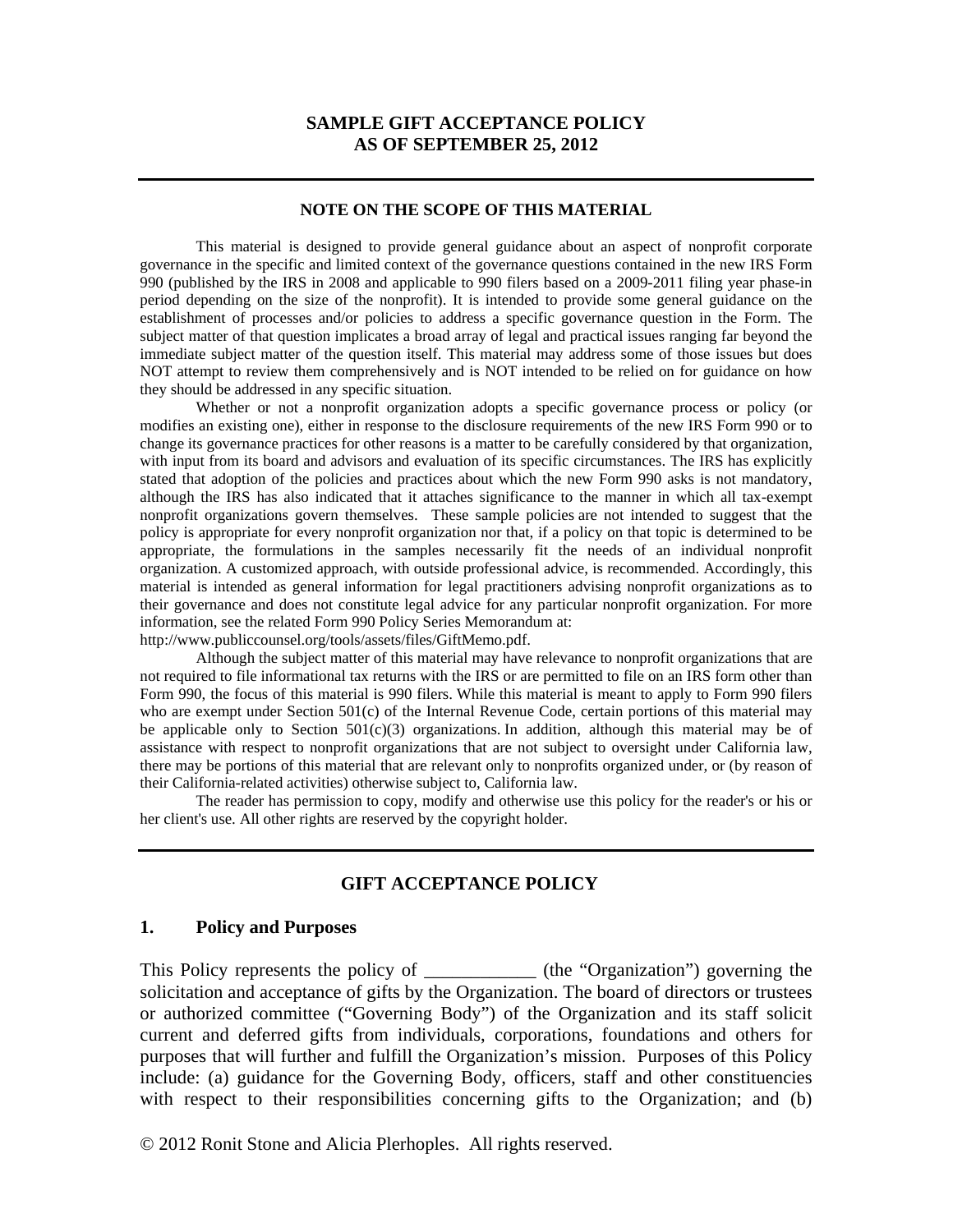# SAMPLE GIFT ACCEPTANCE POLICY
# AS OF SEPTEMBER 25, 2012

---

**NOTE ON THE SCOPE OF THIS MATERIAL**

This material is designed to provide general guidance about an aspect of nonprofit corporate governance in the specific and limited context of the governance questions contained in the new IRS Form 990 (published by the IRS in 2008 and applicable to 990 filers based on a 2009-2011 filing year phase-in period depending on the size of the nonprofit). It is intended to provide some general guidance on the establishment of processes and/or policies to address a specific governance question in the Form. The subject matter of that question implicates a broad array of legal and practical issues ranging far beyond the immediate subject matter of the question itself. This material may address some of those issues but does NOT attempt to review them comprehensively and is NOT intended to be relied on for guidance on how they should be addressed in any specific situation.

Whether or not a nonprofit organization adopts a specific governance process or policy (or modifies an existing one), either in response to the disclosure requirements of the new IRS Form 990 or to change its governance practices for other reasons is a matter to be carefully considered by that organization, with input from its board and advisors and evaluation of its specific circumstances. The IRS has explicitly stated that adoption of the policies and practices about which the new Form 990 asks is not mandatory, although the IRS has also indicated that it attaches significance to the manner in which all tax-exempt nonprofit organizations govern themselves. These sample policies are not intended to suggest that the policy is appropriate for every nonprofit organization nor that, if a policy on that topic is determined to be appropriate, the formulations in the samples necessarily fit the needs of an individual nonprofit organization. A customized approach, with outside professional advice, is recommended. Accordingly, this material is intended as general information for legal practitioners advising nonprofit organizations as to their governance and does not constitute legal advice for any particular nonprofit organization. For more information, see the related Form 990 Policy Series Memorandum at: http://www.publiccounsel.org/tools/assets/files/GiftMemo.pdf.

Although the subject matter of this material may have relevance to nonprofit organizations that are not required to file informational tax returns with the IRS or are permitted to file on an IRS form other than Form 990, the focus of this material is 990 filers. While this material is meant to apply to Form 990 filers who are exempt under Section 501(c) of the Internal Revenue Code, certain portions of this material may be applicable only to Section 501(c)(3) organizations. In addition, although this material may be of assistance with respect to nonprofit organizations that are not subject to oversight under California law, there may be portions of this material that are relevant only to nonprofits organized under, or (by reason of their California-related activities) otherwise subject to, California law.

The reader has permission to copy, modify and otherwise use this policy for the reader's or his or her client's use. All other rights are reserved by the copyright holder.

---

## GIFT ACCEPTANCE POLICY

### 1. Policy and Purposes

This Policy represents the policy of ____________ (the "Organization") governing the solicitation and acceptance of gifts by the Organization. The board of directors or trustees or authorized committee ("Governing Body") of the Organization and its staff solicit current and deferred gifts from individuals, corporations, foundations and others for purposes that will further and fulfill the Organization's mission. Purposes of this Policy include: (a) guidance for the Governing Body, officers, staff and other constituencies with respect to their responsibilities concerning gifts to the Organization; and (b)

© 2012 Ronit Stone and Alicia Plerhoples. All rights reserved.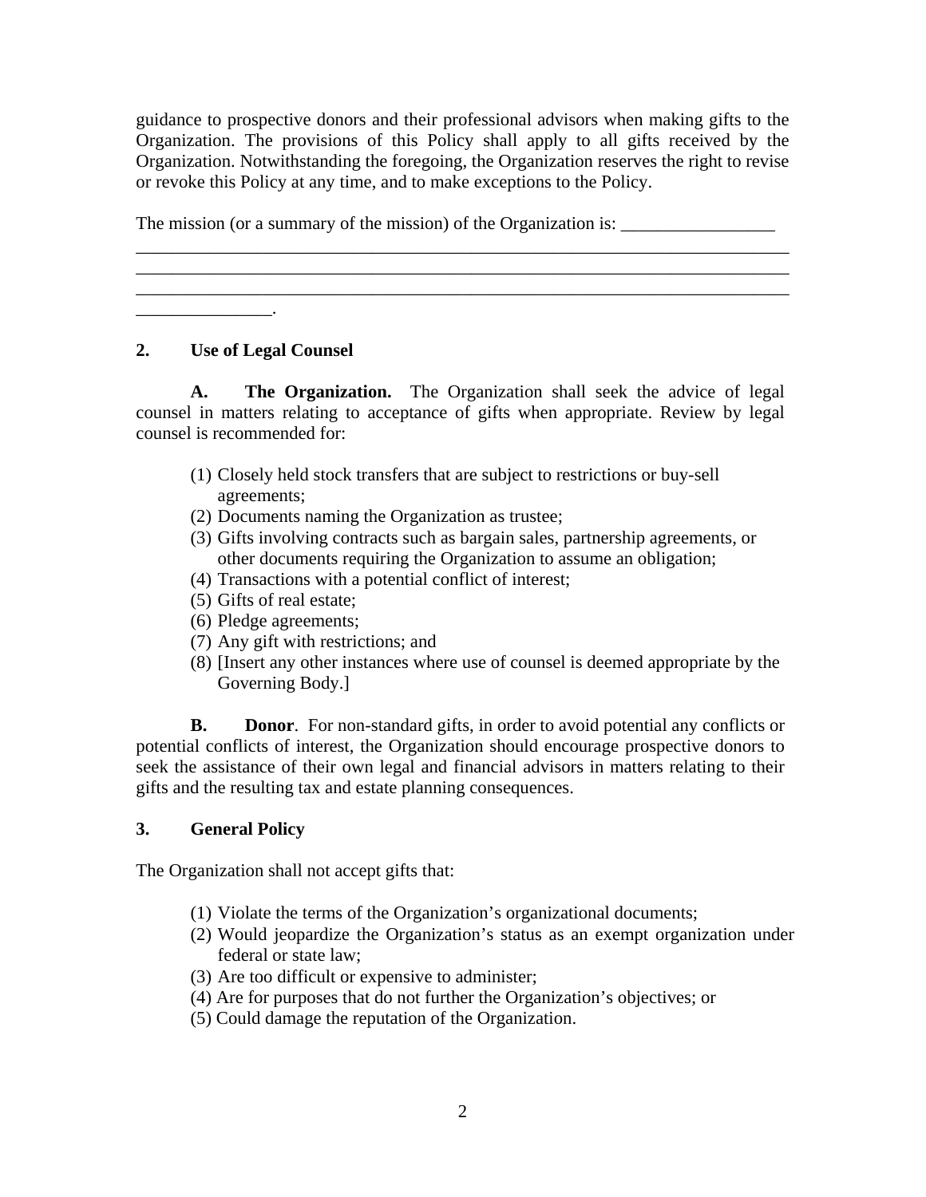guidance to prospective donors and their professional advisors when making gifts to the Organization. The provisions of this Policy shall apply to all gifts received by the Organization. Notwithstanding the foregoing, the Organization reserves the right to revise or revoke this Policy at any time, and to make exceptions to the Policy.

The mission (or a summary of the mission) of the Organization is: _________________ ___________________________________________________________________________ ___________________________________________________________________________ ___________________________________________________________________________ _______________.

## 2. Use of Legal Counsel

**A. The Organization.** The Organization shall seek the advice of legal counsel in matters relating to acceptance of gifts when appropriate. Review by legal counsel is recommended for:

(1) Closely held stock transfers that are subject to restrictions or buy-sell agreements;
(2) Documents naming the Organization as trustee;
(3) Gifts involving contracts such as bargain sales, partnership agreements, or other documents requiring the Organization to assume an obligation;
(4) Transactions with a potential conflict of interest;
(5) Gifts of real estate;
(6) Pledge agreements;
(7) Any gift with restrictions; and
(8) [Insert any other instances where use of counsel is deemed appropriate by the Governing Body.]

**B. Donor**. For non-standard gifts, in order to avoid potential any conflicts or potential conflicts of interest, the Organization should encourage prospective donors to seek the assistance of their own legal and financial advisors in matters relating to their gifts and the resulting tax and estate planning consequences.

## 3. General Policy

The Organization shall not accept gifts that:

(1) Violate the terms of the Organization's organizational documents;
(2) Would jeopardize the Organization's status as an exempt organization under federal or state law;
(3) Are too difficult or expensive to administer;
(4) Are for purposes that do not further the Organization's objectives; or
(5) Could damage the reputation of the Organization.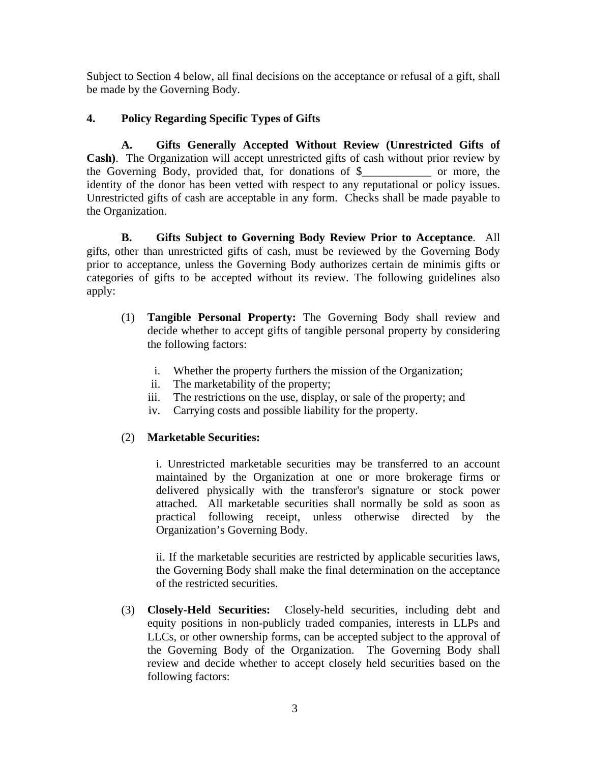Subject to Section 4 below, all final decisions on the acceptance or refusal of a gift, shall be made by the Governing Body.

## 4. Policy Regarding Specific Types of Gifts

**A. Gifts Generally Accepted Without Review (Unrestricted Gifts of Cash)**. The Organization will accept unrestricted gifts of cash without prior review by the Governing Body, provided that, for donations of $____________ or more, the identity of the donor has been vetted with respect to any reputational or policy issues. Unrestricted gifts of cash are acceptable in any form. Checks shall be made payable to the Organization.

**B. Gifts Subject to Governing Body Review Prior to Acceptance**. All gifts, other than unrestricted gifts of cash, must be reviewed by the Governing Body prior to acceptance, unless the Governing Body authorizes certain de minimis gifts or categories of gifts to be accepted without its review. The following guidelines also apply:

(1) **Tangible Personal Property:** The Governing Body shall review and decide whether to accept gifts of tangible personal property by considering the following factors:

i. Whether the property furthers the mission of the Organization;
ii. The marketability of the property;
iii. The restrictions on the use, display, or sale of the property; and
iv. Carrying costs and possible liability for the property.

(2) **Marketable Securities:**

i. Unrestricted marketable securities may be transferred to an account maintained by the Organization at one or more brokerage firms or delivered physically with the transferor's signature or stock power attached. All marketable securities shall normally be sold as soon as practical following receipt, unless otherwise directed by the Organization's Governing Body.

ii. If the marketable securities are restricted by applicable securities laws, the Governing Body shall make the final determination on the acceptance of the restricted securities.

(3) **Closely-Held Securities:** Closely-held securities, including debt and equity positions in non-publicly traded companies, interests in LLPs and LLCs, or other ownership forms, can be accepted subject to the approval of the Governing Body of the Organization. The Governing Body shall review and decide whether to accept closely held securities based on the following factors: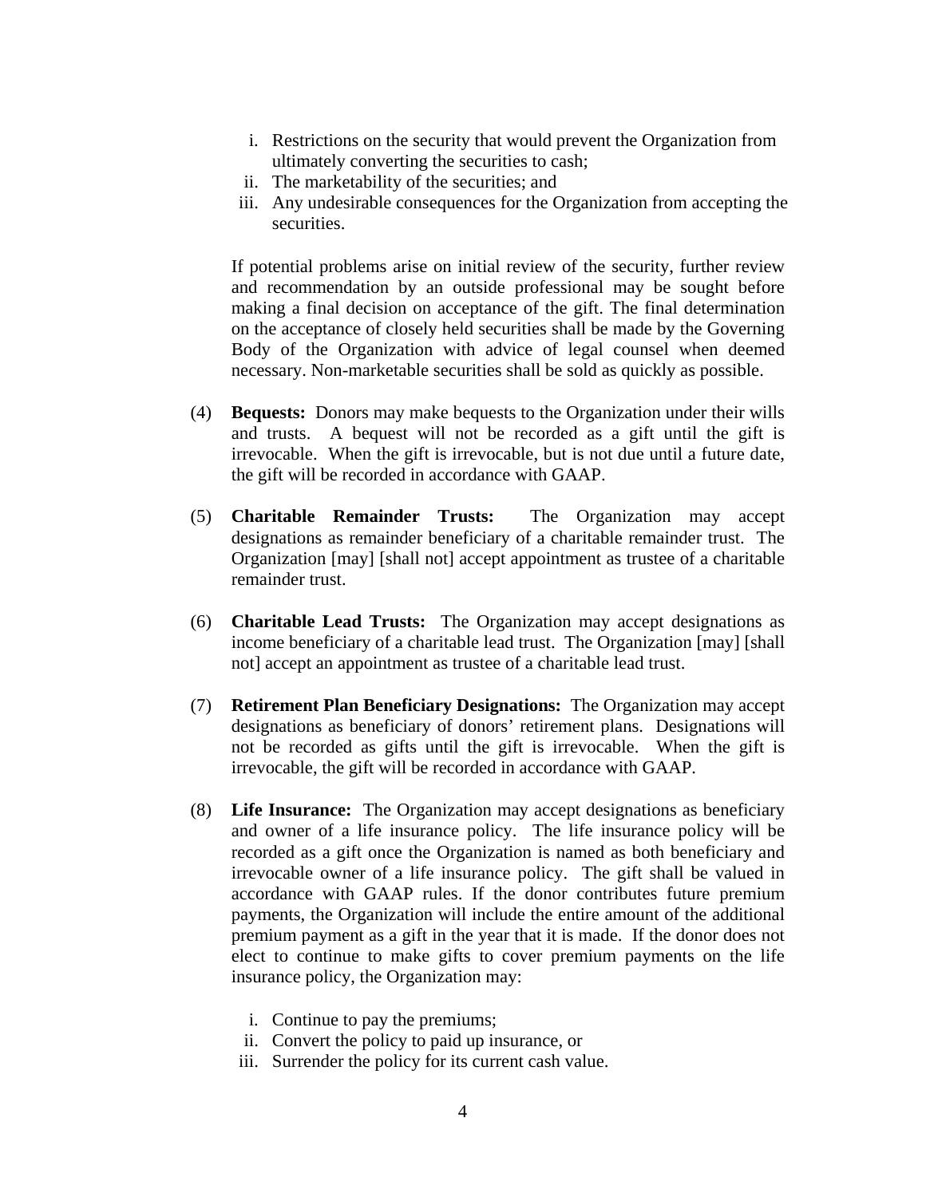i. Restrictions on the security that would prevent the Organization from ultimately converting the securities to cash;
   ii. The marketability of the securities; and
   iii. Any undesirable consequences for the Organization from accepting the securities.

   If potential problems arise on initial review of the security, further review and recommendation by an outside professional may be sought before making a final decision on acceptance of the gift. The final determination on the acceptance of closely held securities shall be made by the Governing Body of the Organization with advice of legal counsel when deemed necessary. Non-marketable securities shall be sold as quickly as possible.

(4) **Bequests:** Donors may make bequests to the Organization under their wills and trusts. A bequest will not be recorded as a gift until the gift is irrevocable. When the gift is irrevocable, but is not due until a future date, the gift will be recorded in accordance with GAAP.

(5) **Charitable Remainder Trusts:** The Organization may accept designations as remainder beneficiary of a charitable remainder trust. The Organization [may] [shall not] accept appointment as trustee of a charitable remainder trust.

(6) **Charitable Lead Trusts:** The Organization may accept designations as income beneficiary of a charitable lead trust. The Organization [may] [shall not] accept an appointment as trustee of a charitable lead trust.

(7) **Retirement Plan Beneficiary Designations:** The Organization may accept designations as beneficiary of donors' retirement plans. Designations will not be recorded as gifts until the gift is irrevocable. When the gift is irrevocable, the gift will be recorded in accordance with GAAP.

(8) **Life Insurance:** The Organization may accept designations as beneficiary and owner of a life insurance policy. The life insurance policy will be recorded as a gift once the Organization is named as both beneficiary and irrevocable owner of a life insurance policy. The gift shall be valued in accordance with GAAP rules. If the donor contributes future premium payments, the Organization will include the entire amount of the additional premium payment as a gift in the year that it is made. If the donor does not elect to continue to make gifts to cover premium payments on the life insurance policy, the Organization may:

   i. Continue to pay the premiums;
   ii. Convert the policy to paid up insurance, or
   iii. Surrender the policy for its current cash value.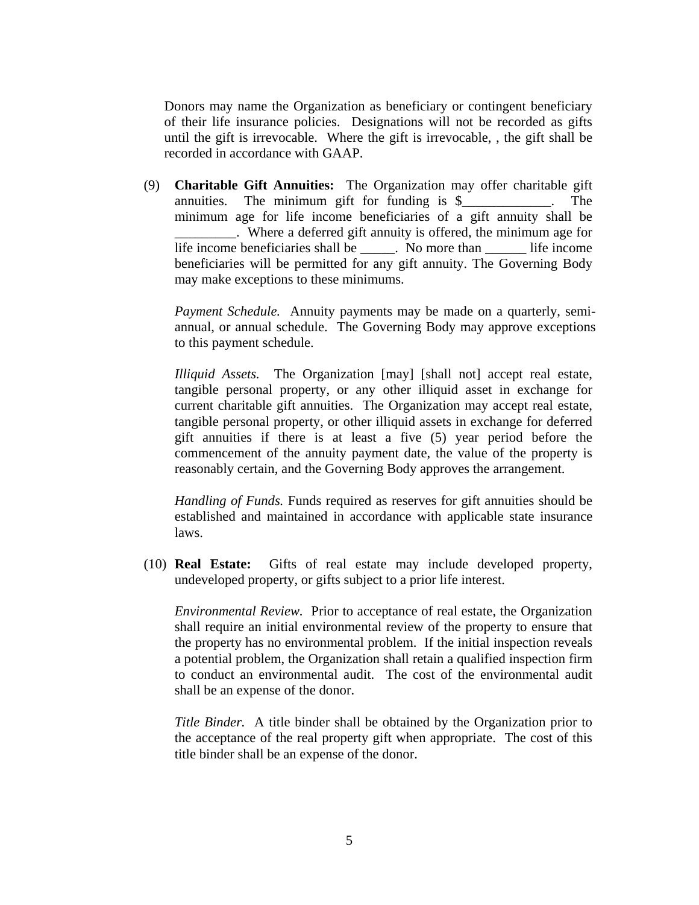Donors may name the Organization as beneficiary or contingent beneficiary of their life insurance policies. Designations will not be recorded as gifts until the gift is irrevocable. Where the gift is irrevocable, , the gift shall be recorded in accordance with GAAP.

(9) **Charitable Gift Annuities:** The Organization may offer charitable gift annuities. The minimum gift for funding is $_____________. The minimum age for life income beneficiaries of a gift annuity shall be _________. Where a deferred gift annuity is offered, the minimum age for life income beneficiaries shall be _____. No more than ______ life income beneficiaries will be permitted for any gift annuity. The Governing Body may make exceptions to these minimums.

*Payment Schedule.* Annuity payments may be made on a quarterly, semi-annual, or annual schedule. The Governing Body may approve exceptions to this payment schedule.

*Illiquid Assets.* The Organization [may] [shall not] accept real estate, tangible personal property, or any other illiquid asset in exchange for current charitable gift annuities. The Organization may accept real estate, tangible personal property, or other illiquid assets in exchange for deferred gift annuities if there is at least a five (5) year period before the commencement of the annuity payment date, the value of the property is reasonably certain, and the Governing Body approves the arrangement.

*Handling of Funds.* Funds required as reserves for gift annuities should be established and maintained in accordance with applicable state insurance laws.

(10) **Real Estate:** Gifts of real estate may include developed property, undeveloped property, or gifts subject to a prior life interest.

*Environmental Review.* Prior to acceptance of real estate, the Organization shall require an initial environmental review of the property to ensure that the property has no environmental problem. If the initial inspection reveals a potential problem, the Organization shall retain a qualified inspection firm to conduct an environmental audit. The cost of the environmental audit shall be an expense of the donor.

*Title Binder.* A title binder shall be obtained by the Organization prior to the acceptance of the real property gift when appropriate. The cost of this title binder shall be an expense of the donor.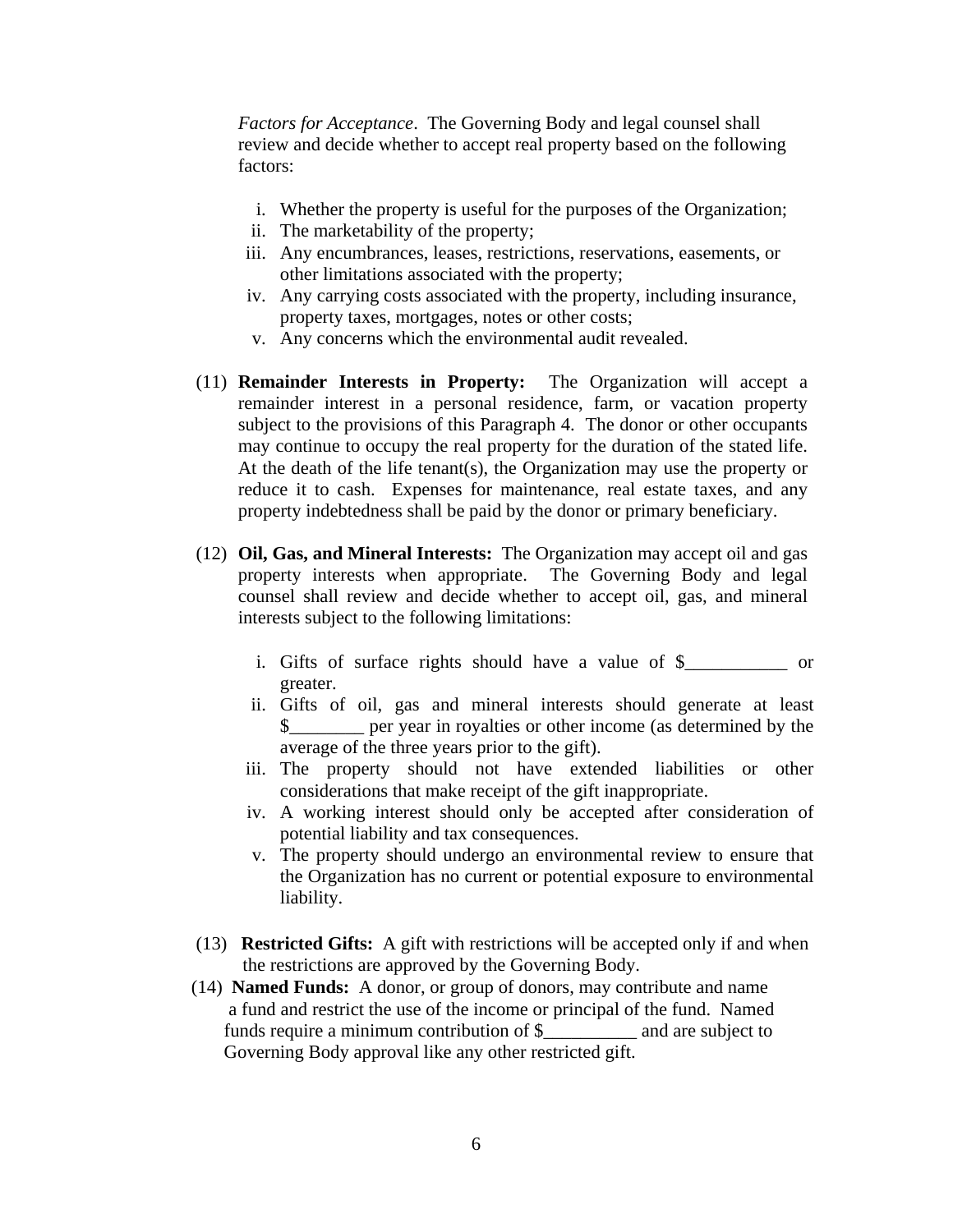*Factors for Acceptance*. The Governing Body and legal counsel shall review and decide whether to accept real property based on the following factors:

i. Whether the property is useful for the purposes of the Organization;
ii. The marketability of the property;
iii. Any encumbrances, leases, restrictions, reservations, easements, or other limitations associated with the property;
iv. Any carrying costs associated with the property, including insurance, property taxes, mortgages, notes or other costs;
v. Any concerns which the environmental audit revealed.

(11) **Remainder Interests in Property:** The Organization will accept a remainder interest in a personal residence, farm, or vacation property subject to the provisions of this Paragraph 4. The donor or other occupants may continue to occupy the real property for the duration of the stated life. At the death of the life tenant(s), the Organization may use the property or reduce it to cash. Expenses for maintenance, real estate taxes, and any property indebtedness shall be paid by the donor or primary beneficiary.

(12) **Oil, Gas, and Mineral Interests:** The Organization may accept oil and gas property interests when appropriate. The Governing Body and legal counsel shall review and decide whether to accept oil, gas, and mineral interests subject to the following limitations:

i. Gifts of surface rights should have a value of $___________ or greater.
ii. Gifts of oil, gas and mineral interests should generate at least $________ per year in royalties or other income (as determined by the average of the three years prior to the gift).
iii. The property should not have extended liabilities or other considerations that make receipt of the gift inappropriate.
iv. A working interest should only be accepted after consideration of potential liability and tax consequences.
v. The property should undergo an environmental review to ensure that the Organization has no current or potential exposure to environmental liability.

(13) **Restricted Gifts:** A gift with restrictions will be accepted only if and when the restrictions are approved by the Governing Body.

(14) **Named Funds:** A donor, or group of donors, may contribute and name a fund and restrict the use of the income or principal of the fund. Named funds require a minimum contribution of $__________ and are subject to Governing Body approval like any other restricted gift.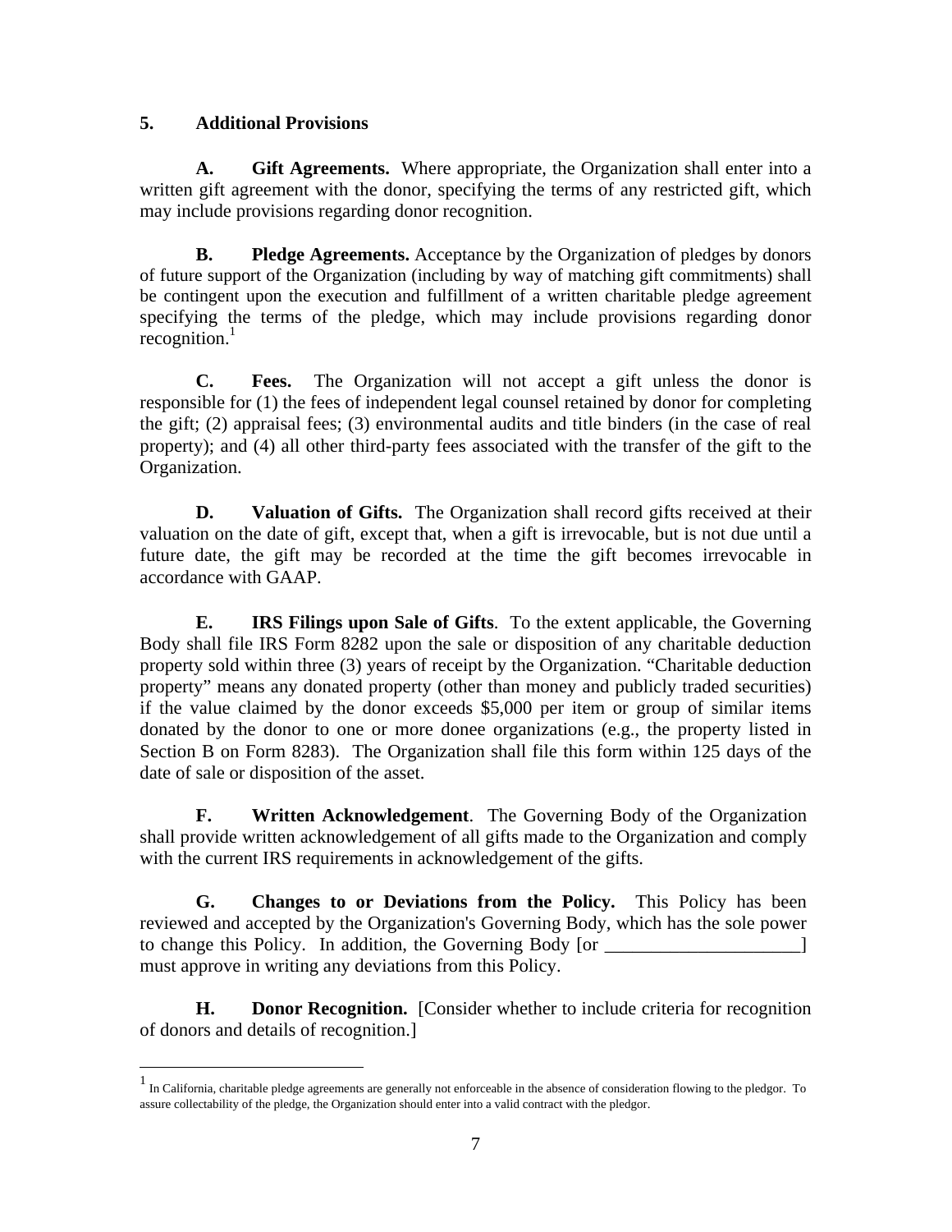### 5. Additional Provisions

**A. Gift Agreements.** Where appropriate, the Organization shall enter into a written gift agreement with the donor, specifying the terms of any restricted gift, which may include provisions regarding donor recognition.

**B. Pledge Agreements.** Acceptance by the Organization of pledges by donors of future support of the Organization (including by way of matching gift commitments) shall be contingent upon the execution and fulfillment of a written charitable pledge agreement specifying the terms of the pledge, which may include provisions regarding donor recognition.[1]

**C. Fees.** The Organization will not accept a gift unless the donor is responsible for (1) the fees of independent legal counsel retained by donor for completing the gift; (2) appraisal fees; (3) environmental audits and title binders (in the case of real property); and (4) all other third-party fees associated with the transfer of the gift to the Organization.

**D. Valuation of Gifts.** The Organization shall record gifts received at their valuation on the date of gift, except that, when a gift is irrevocable, but is not due until a future date, the gift may be recorded at the time the gift becomes irrevocable in accordance with GAAP.

**E. IRS Filings upon Sale of Gifts**. To the extent applicable, the Governing Body shall file IRS Form 8282 upon the sale or disposition of any charitable deduction property sold within three (3) years of receipt by the Organization. "Charitable deduction property" means any donated property (other than money and publicly traded securities) if the value claimed by the donor exceeds $5,000 per item or group of similar items donated by the donor to one or more donee organizations (e.g., the property listed in Section B on Form 8283). The Organization shall file this form within 125 days of the date of sale or disposition of the asset.

**F. Written Acknowledgement**. The Governing Body of the Organization shall provide written acknowledgement of all gifts made to the Organization and comply with the current IRS requirements in acknowledgement of the gifts.

**G. Changes to or Deviations from the Policy.** This Policy has been reviewed and accepted by the Organization's Governing Body, which has the sole power to change this Policy. In addition, the Governing Body [or ____________________] must approve in writing any deviations from this Policy.

**H. Donor Recognition.** [Consider whether to include criteria for recognition of donors and details of recognition.]

---

[1] In California, charitable pledge agreements are generally not enforceable in the absence of consideration flowing to the pledgor. To assure collectability of the pledge, the Organization should enter into a valid contract with the pledgor.